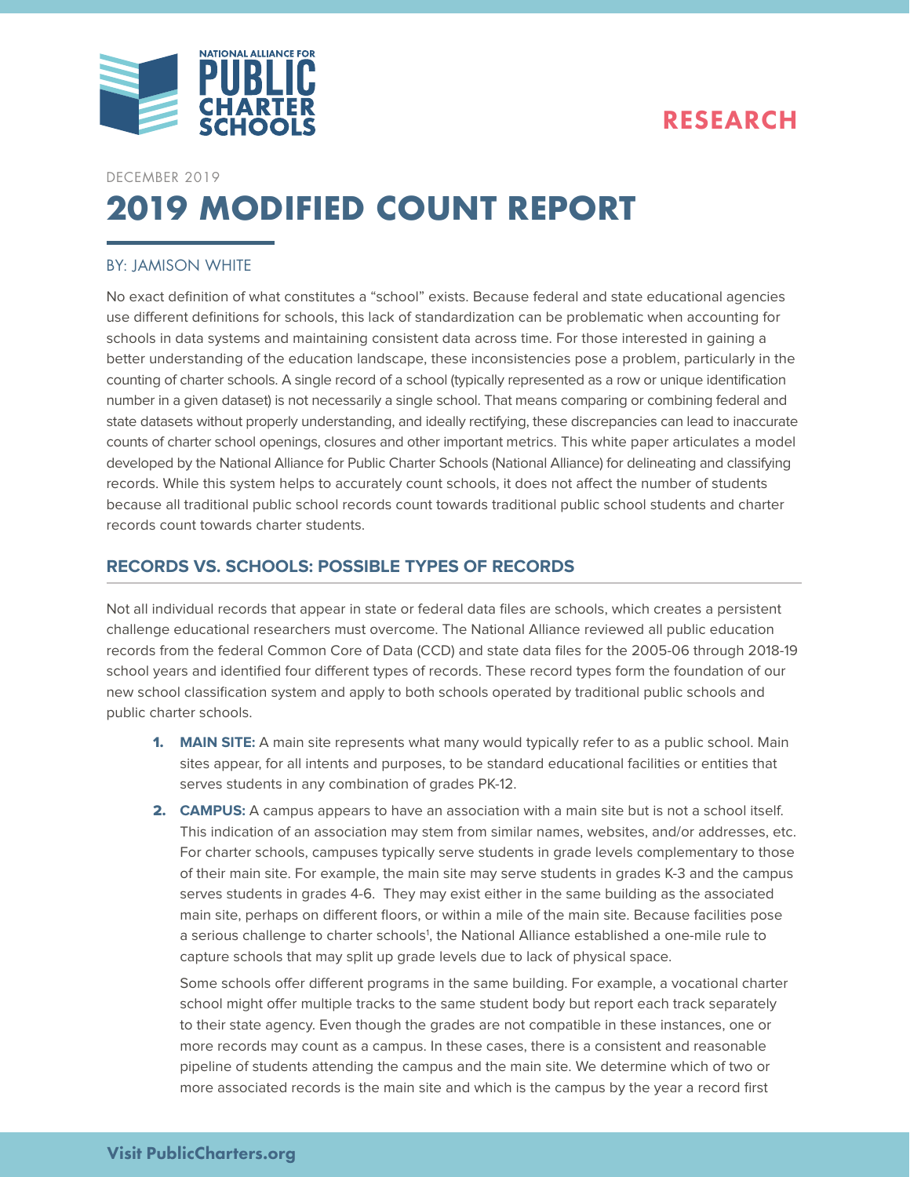NATIONAL ALLIANCE FOR PUBLIC CHARTER SCHOOLS

RESEARCH

DECEMBER 2019

# 2019 MODIFIED COUNT REPORT

BY: JAMISON WHITE

No exact definition of what constitutes a "school" exists. Because federal and state educational agencies use different definitions for schools, this lack of standardization can be problematic when accounting for schools in data systems and maintaining consistent data across time. For those interested in gaining a better understanding of the education landscape, these inconsistencies pose a problem, particularly in the counting of charter schools. A single record of a school (typically represented as a row or unique identification number in a given dataset) is not necessarily a single school. That means comparing or combining federal and state datasets without properly understanding, and ideally rectifying, these discrepancies can lead to inaccurate counts of charter school openings, closures and other important metrics. This white paper articulates a model developed by the National Alliance for Public Charter Schools (National Alliance) for delineating and classifying records. While this system helps to accurately count schools, it does not affect the number of students because all traditional public school records count towards traditional public school students and charter records count towards charter students.

## RECORDS VS. SCHOOLS: POSSIBLE TYPES OF RECORDS

Not all individual records that appear in state or federal data files are schools, which creates a persistent challenge educational researchers must overcome. The National Alliance reviewed all public education records from the federal Common Core of Data (CCD) and state data files for the 2005-06 through 2018-19 school years and identified four different types of records. These record types form the foundation of our new school classification system and apply to both schools operated by traditional public schools and public charter schools.

1. **MAIN SITE:** A main site represents what many would typically refer to as a public school. Main sites appear, for all intents and purposes, to be standard educational facilities or entities that serves students in any combination of grades PK-12.
2. **CAMPUS:** A campus appears to have an association with a main site but is not a school itself. This indication of an association may stem from similar names, websites, and/or addresses, etc. For charter schools, campuses typically serve students in grade levels complementary to those of their main site. For example, the main site may serve students in grades K-3 and the campus serves students in grades 4-6. They may exist either in the same building as the associated main site, perhaps on different floors, or within a mile of the main site. Because facilities pose a serious challenge to charter schools[1], the National Alliance established a one-mile rule to capture schools that may split up grade levels due to lack of physical space.

   Some schools offer different programs in the same building. For example, a vocational charter school might offer multiple tracks to the same student body but report each track separately to their state agency. Even though the grades are not compatible in these instances, one or more records may count as a campus. In these cases, there is a consistent and reasonable pipeline of students attending the campus and the main site. We determine which of two or more associated records is the main site and which is the campus by the year a record first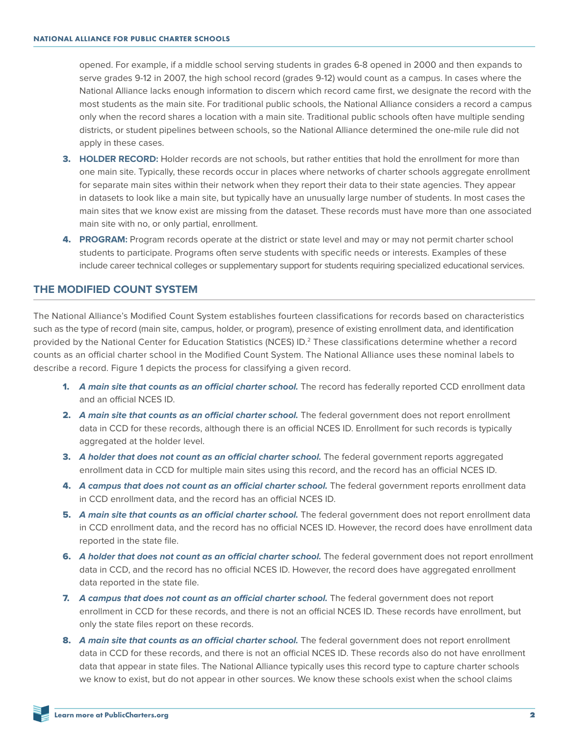opened. For example, if a middle school serving students in grades 6-8 opened in 2000 and then expands to serve grades 9-12 in 2007, the high school record (grades 9-12) would count as a campus. In cases where the National Alliance lacks enough information to discern which record came first, we designate the record with the most students as the main site. For traditional public schools, the National Alliance considers a record a campus only when the record shares a location with a main site. Traditional public schools often have multiple sending districts, or student pipelines between schools, so the National Alliance determined the one-mile rule did not apply in these cases.

3. **HOLDER RECORD:** Holder records are not schools, but rather entities that hold the enrollment for more than one main site. Typically, these records occur in places where networks of charter schools aggregate enrollment for separate main sites within their network when they report their data to their state agencies. They appear in datasets to look like a main site, but typically have an unusually large number of students. In most cases the main sites that we know exist are missing from the dataset. These records must have more than one associated main site with no, or only partial, enrollment.
4. **PROGRAM:** Program records operate at the district or state level and may or may not permit charter school students to participate. Programs often serve students with specific needs or interests. Examples of these include career technical colleges or supplementary support for students requiring specialized educational services.

## THE MODIFIED COUNT SYSTEM

The National Alliance's Modified Count System establishes fourteen classifications for records based on characteristics such as the type of record (main site, campus, holder, or program), presence of existing enrollment data, and identification provided by the National Center for Education Statistics (NCES) ID.[2] These classifications determine whether a record counts as an official charter school in the Modified Count System. The National Alliance uses these nominal labels to describe a record. Figure 1 depicts the process for classifying a given record.

1. ***A main site that counts as an official charter school.*** The record has federally reported CCD enrollment data and an official NCES ID.
2. ***A main site that counts as an official charter school.*** The federal government does not report enrollment data in CCD for these records, although there is an official NCES ID. Enrollment for such records is typically aggregated at the holder level.
3. ***A holder that does not count as an official charter school.*** The federal government reports aggregated enrollment data in CCD for multiple main sites using this record, and the record has an official NCES ID.
4. ***A campus that does not count as an official charter school.*** The federal government reports enrollment data in CCD enrollment data, and the record has an official NCES ID.
5. ***A main site that counts as an official charter school.*** The federal government does not report enrollment data in CCD enrollment data, and the record has no official NCES ID. However, the record does have enrollment data reported in the state file.
6. ***A holder that does not count as an official charter school.*** The federal government does not report enrollment data in CCD, and the record has no official NCES ID. However, the record does have aggregated enrollment data reported in the state file.
7. ***A campus that does not count as an official charter school.*** The federal government does not report enrollment in CCD for these records, and there is not an official NCES ID. These records have enrollment, but only the state files report on these records.
8. ***A main site that counts as an official charter school.*** The federal government does not report enrollment data in CCD for these records, and there is not an official NCES ID. These records also do not have enrollment data that appear in state files. The National Alliance typically uses this record type to capture charter schools we know to exist, but do not appear in other sources. We know these schools exist when the school claims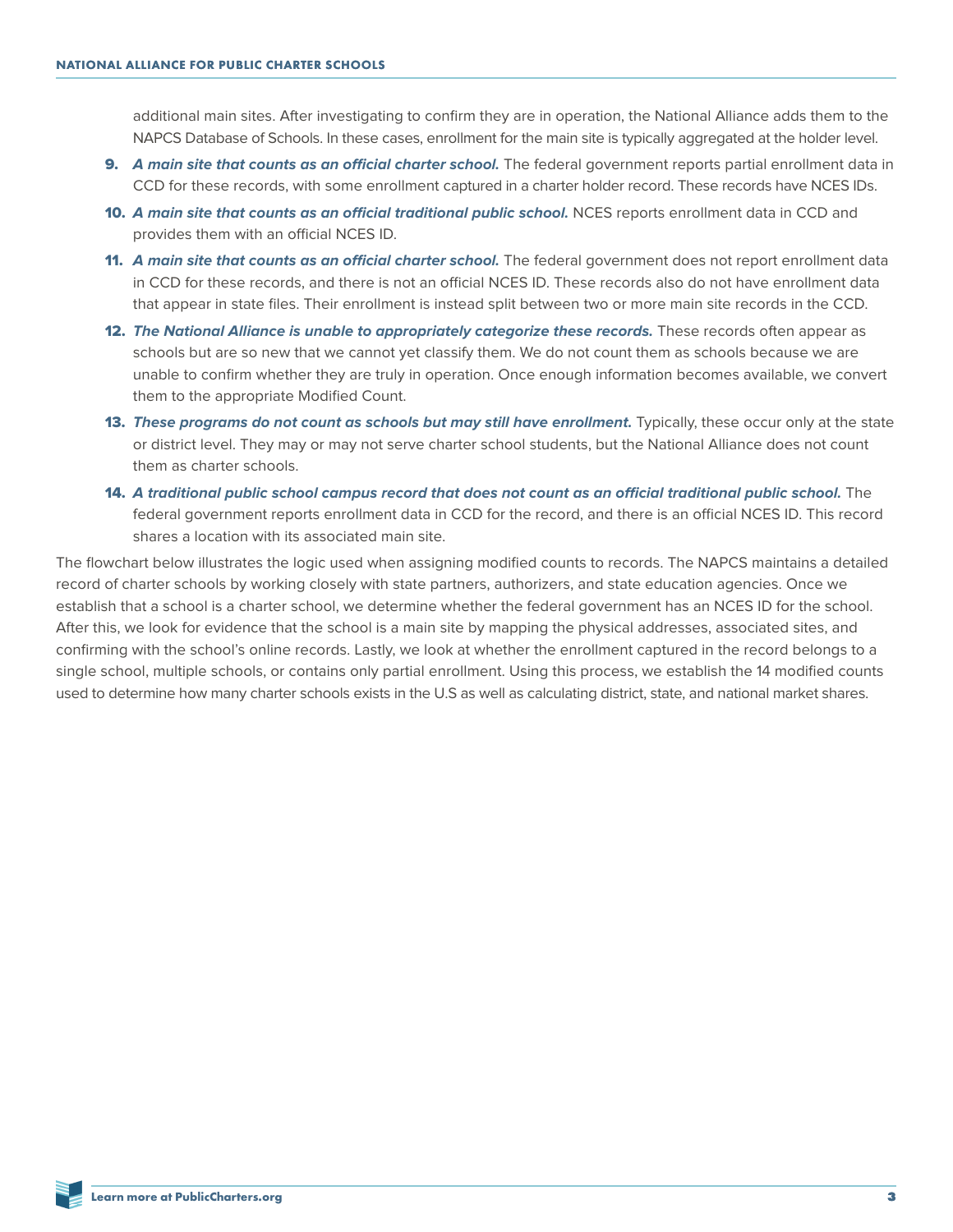additional main sites. After investigating to confirm they are in operation, the National Alliance adds them to the NAPCS Database of Schools. In these cases, enrollment for the main site is typically aggregated at the holder level.

9. ***A main site that counts as an official charter school.*** The federal government reports partial enrollment data in CCD for these records, with some enrollment captured in a charter holder record. These records have NCES IDs.

10. ***A main site that counts as an official traditional public school.*** NCES reports enrollment data in CCD and provides them with an official NCES ID.

11. ***A main site that counts as an official charter school.*** The federal government does not report enrollment data in CCD for these records, and there is not an official NCES ID. These records also do not have enrollment data that appear in state files. Their enrollment is instead split between two or more main site records in the CCD.

12. ***The National Alliance is unable to appropriately categorize these records.*** These records often appear as schools but are so new that we cannot yet classify them. We do not count them as schools because we are unable to confirm whether they are truly in operation. Once enough information becomes available, we convert them to the appropriate Modified Count.

13. ***These programs do not count as schools but may still have enrollment.*** Typically, these occur only at the state or district level. They may or may not serve charter school students, but the National Alliance does not count them as charter schools.

14. ***A traditional public school campus record that does not count as an official traditional public school.*** The federal government reports enrollment data in CCD for the record, and there is an official NCES ID. This record shares a location with its associated main site.

The flowchart below illustrates the logic used when assigning modified counts to records. The NAPCS maintains a detailed record of charter schools by working closely with state partners, authorizers, and state education agencies. Once we establish that a school is a charter school, we determine whether the federal government has an NCES ID for the school. After this, we look for evidence that the school is a main site by mapping the physical addresses, associated sites, and confirming with the school's online records. Lastly, we look at whether the enrollment captured in the record belongs to a single school, multiple schools, or contains only partial enrollment. Using this process, we establish the 14 modified counts used to determine how many charter schools exists in the U.S as well as calculating district, state, and national market shares.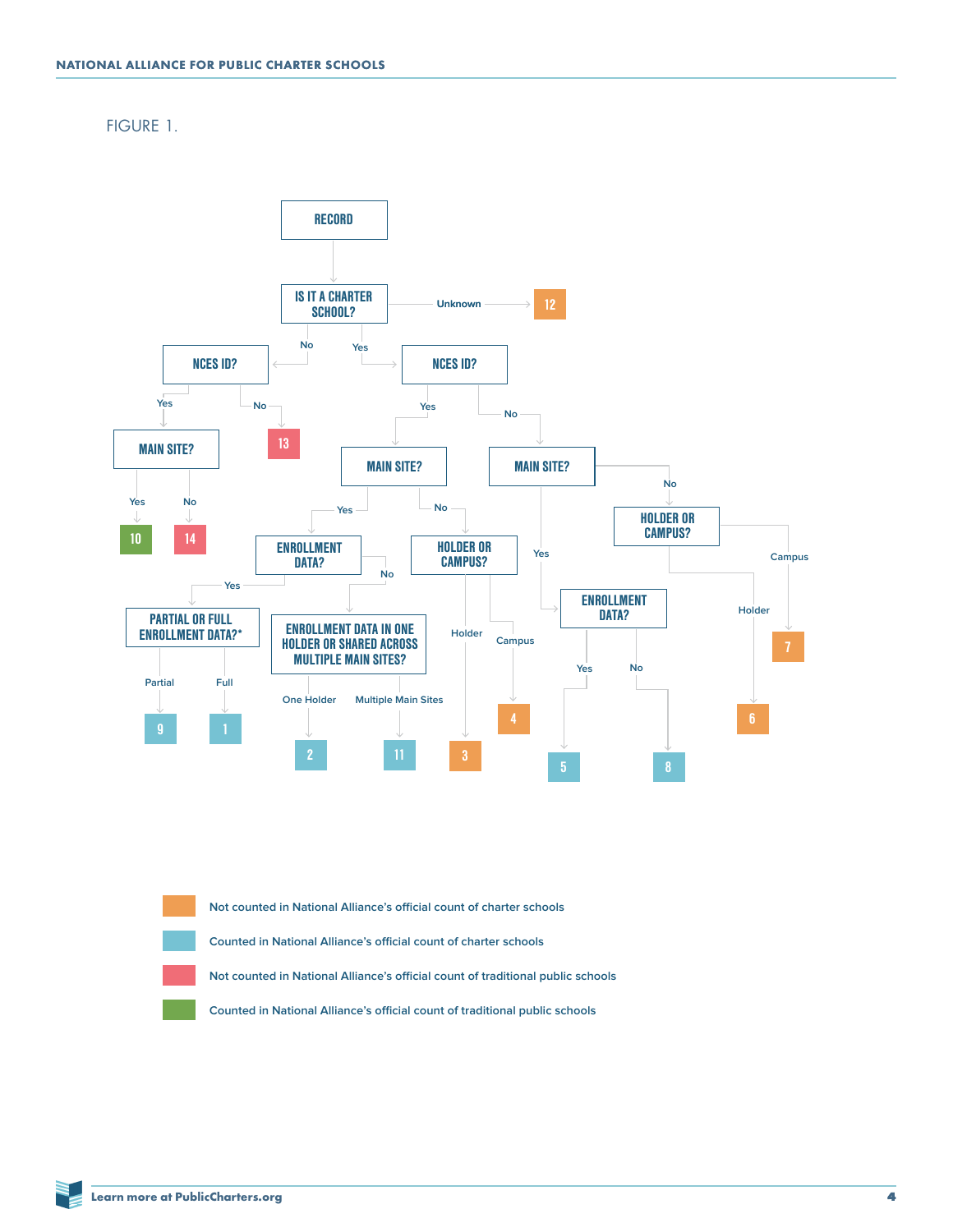FIGURE 1.

RECORD

IS IT A CHARTER SCHOOL?

Unknown

12

No

Yes

NCES ID?

NCES ID?

Yes

No

13

Yes

No

MAIN SITE?

MAIN SITE?

MAIN SITE?

Yes

No

10

14

Yes

No

No

ENROLLMENT DATA?

HOLDER OR CAMPUS?

HOLDER OR CAMPUS?

Yes

No

Yes

Campus

Holder

Campus

PARTIAL OR FULL ENROLLMENT DATA?*

ENROLLMENT DATA IN ONE HOLDER OR SHARED ACROSS MULTIPLE MAIN SITES?

Holder

ENROLLMENT DATA?

7

Partial

Full

One Holder

Multiple Main Sites

Yes

No

4

6

9

1

2

11

3

5

8

Not counted in National Alliance's official count of charter schools

Counted in National Alliance's official count of charter schools

Not counted in National Alliance's official count of traditional public schools

Counted in National Alliance's official count of traditional public schools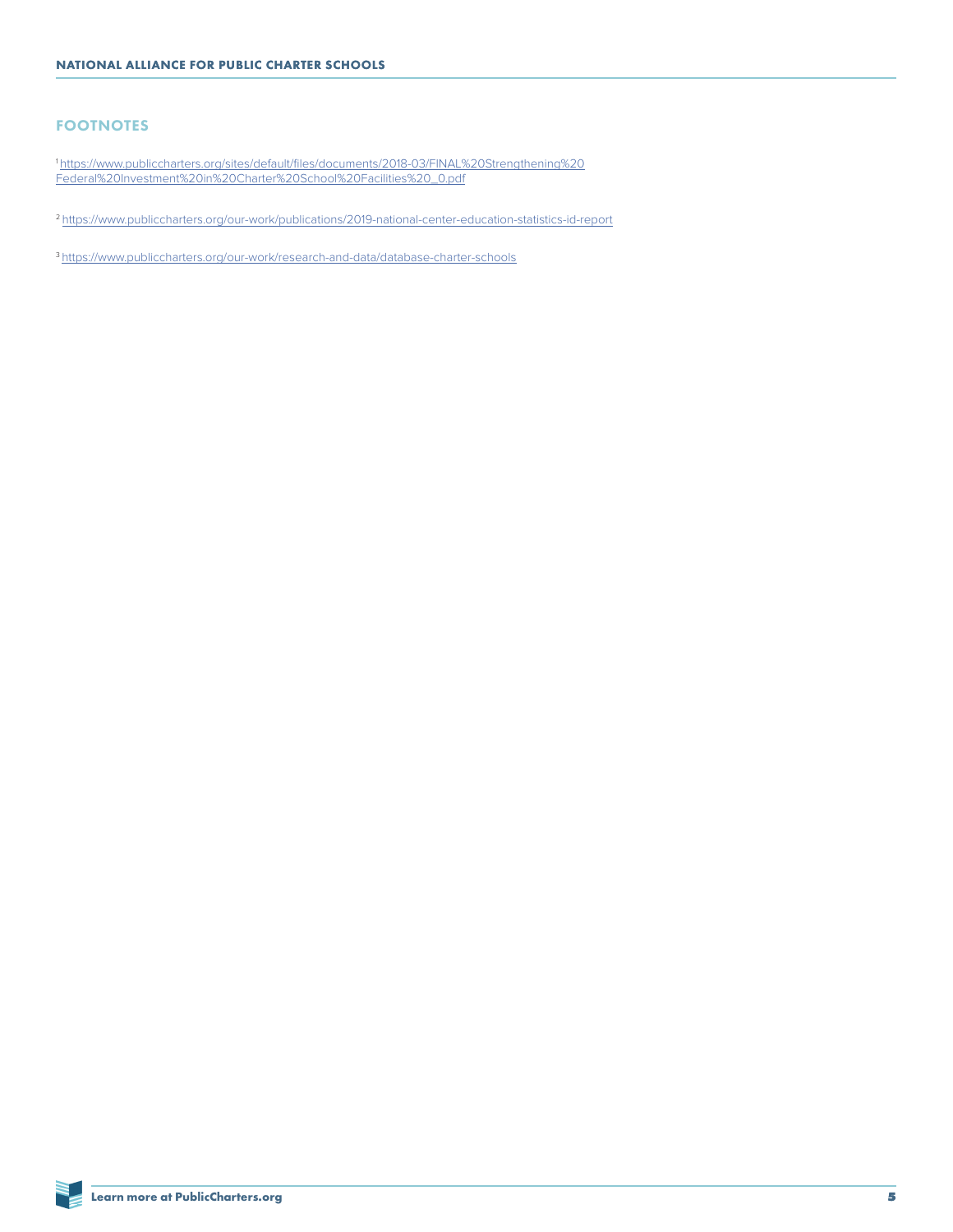## FOOTNOTES

[1] https://www.publiccharters.org/sites/default/files/documents/2018-03/FINAL%20Strengthening%20Federal%20Investment%20in%20Charter%20School%20Facilities%20_0.pdf

[2] https://www.publiccharters.org/our-work/publications/2019-national-center-education-statistics-id-report

[3] https://www.publiccharters.org/our-work/research-and-data/database-charter-schools